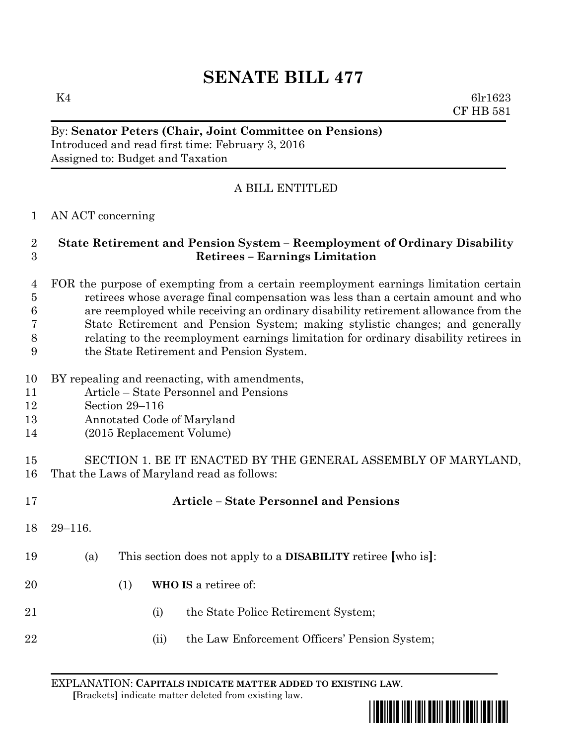# SENATE BILL 477

K4 6lr1623
CF HB 581

By: **Senator Peters (Chair, Joint Committee on Pensions)**
Introduced and read first time: February 3, 2016
Assigned to: Budget and Taxation

A BILL ENTITLED

AN ACT concerning

**State Retirement and Pension System – Reemployment of Ordinary Disability Retirees – Earnings Limitation**

FOR the purpose of exempting from a certain reemployment earnings limitation certain retirees whose average final compensation was less than a certain amount and who are reemployed while receiving an ordinary disability retirement allowance from the State Retirement and Pension System; making stylistic changes; and generally relating to the reemployment earnings limitation for ordinary disability retirees in the State Retirement and Pension System.

BY repealing and reenacting, with amendments,
Article – State Personnel and Pensions
Section 29–116
Annotated Code of Maryland
(2015 Replacement Volume)

SECTION 1. BE IT ENACTED BY THE GENERAL ASSEMBLY OF MARYLAND, That the Laws of Maryland read as follows:

**Article – State Personnel and Pensions**

29–116.

(a) This section does not apply to a **DISABILITY** retiree **[**who is**]**:

(1) **WHO IS** a retiree of:

(i) the State Police Retirement System;

(ii) the Law Enforcement Officers' Pension System;

EXPLANATION: **CAPITALS INDICATE MATTER ADDED TO EXISTING LAW**.
**[**Brackets**]** indicate matter deleted from existing law.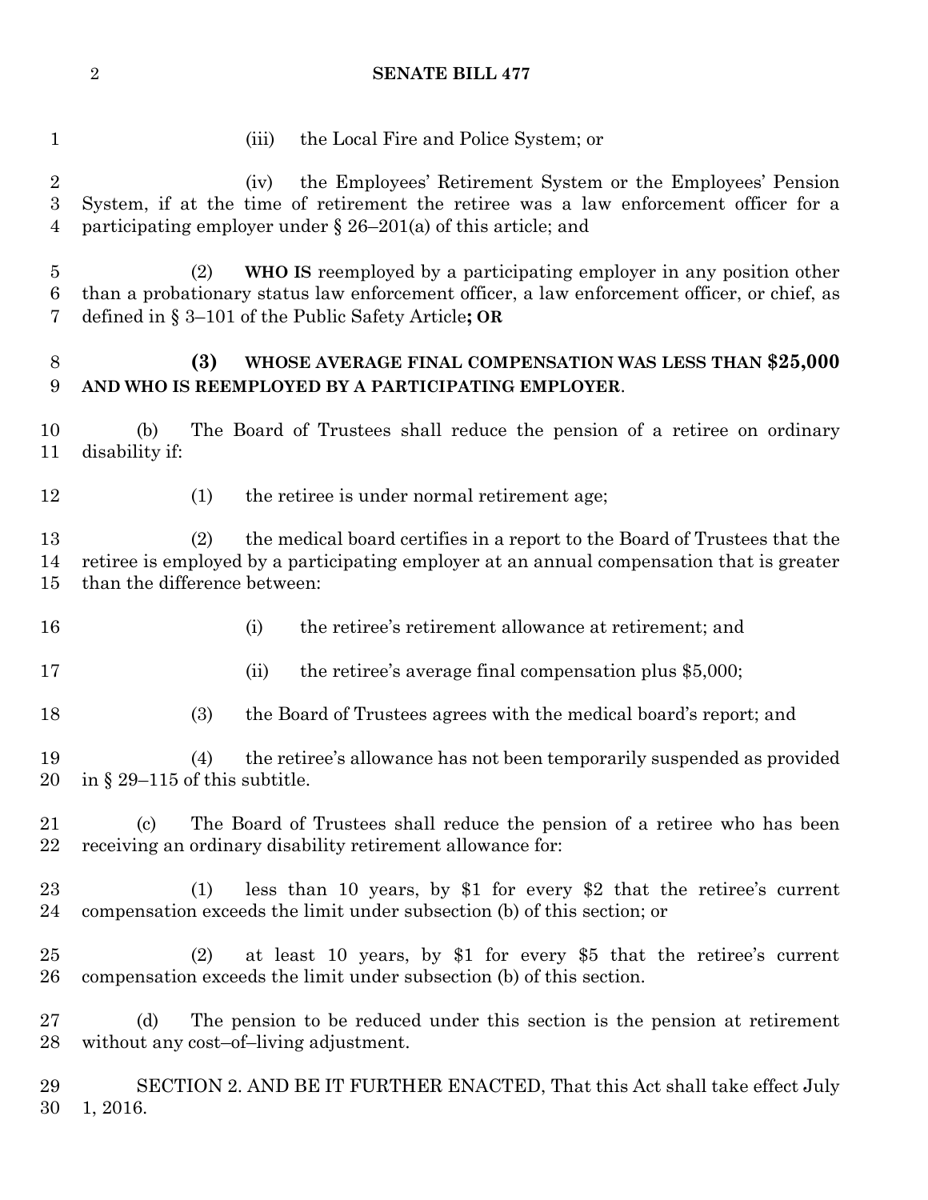(iii) the Local Fire and Police System; or

(iv) the Employees' Retirement System or the Employees' Pension System, if at the time of retirement the retiree was a law enforcement officer for a participating employer under § 26–201(a) of this article; and

(2) **WHO IS** reemployed by a participating employer in any position other than a probationary status law enforcement officer, a law enforcement officer, or chief, as defined in § 3–101 of the Public Safety Article**; OR**

**(3) WHOSE AVERAGE FINAL COMPENSATION WAS LESS THAN $25,000 AND WHO IS REEMPLOYED BY A PARTICIPATING EMPLOYER**.

(b) The Board of Trustees shall reduce the pension of a retiree on ordinary disability if:

(1) the retiree is under normal retirement age;

(2) the medical board certifies in a report to the Board of Trustees that the retiree is employed by a participating employer at an annual compensation that is greater than the difference between:

(i) the retiree's retirement allowance at retirement; and

(ii) the retiree's average final compensation plus $5,000;

(3) the Board of Trustees agrees with the medical board's report; and

(4) the retiree's allowance has not been temporarily suspended as provided in § 29–115 of this subtitle.

(c) The Board of Trustees shall reduce the pension of a retiree who has been receiving an ordinary disability retirement allowance for:

(1) less than 10 years, by $1 for every $2 that the retiree's current compensation exceeds the limit under subsection (b) of this section; or

(2) at least 10 years, by $1 for every $5 that the retiree's current compensation exceeds the limit under subsection (b) of this section.

(d) The pension to be reduced under this section is the pension at retirement without any cost–of–living adjustment.

SECTION 2. AND BE IT FURTHER ENACTED, That this Act shall take effect July 1, 2016.